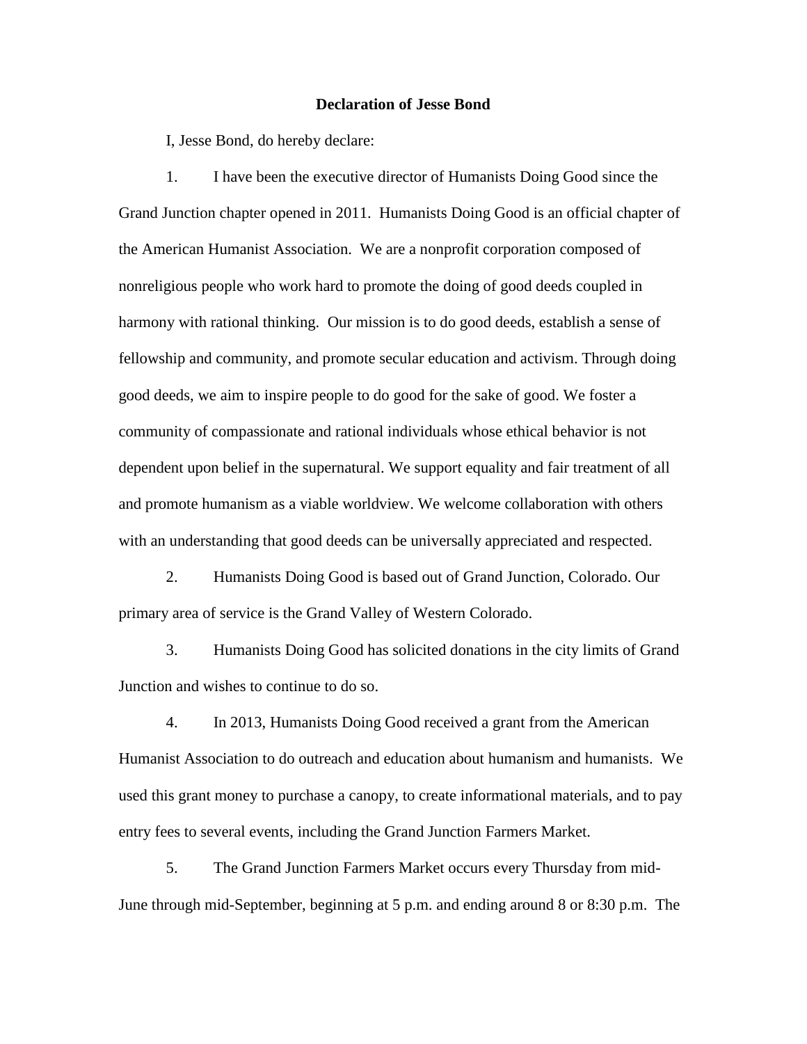**Declaration of Jesse Bond**

I, Jesse Bond, do hereby declare:

1. I have been the executive director of Humanists Doing Good since the Grand Junction chapter opened in 2011. Humanists Doing Good is an official chapter of the American Humanist Association. We are a nonprofit corporation composed of nonreligious people who work hard to promote the doing of good deeds coupled in harmony with rational thinking. Our mission is to do good deeds, establish a sense of fellowship and community, and promote secular education and activism. Through doing good deeds, we aim to inspire people to do good for the sake of good. We foster a community of compassionate and rational individuals whose ethical behavior is not dependent upon belief in the supernatural. We support equality and fair treatment of all and promote humanism as a viable worldview. We welcome collaboration with others with an understanding that good deeds can be universally appreciated and respected.

2. Humanists Doing Good is based out of Grand Junction, Colorado. Our primary area of service is the Grand Valley of Western Colorado.

3. Humanists Doing Good has solicited donations in the city limits of Grand Junction and wishes to continue to do so.

4. In 2013, Humanists Doing Good received a grant from the American Humanist Association to do outreach and education about humanism and humanists. We used this grant money to purchase a canopy, to create informational materials, and to pay entry fees to several events, including the Grand Junction Farmers Market.

5. The Grand Junction Farmers Market occurs every Thursday from mid-June through mid-September, beginning at 5 p.m. and ending around 8 or 8:30 p.m. The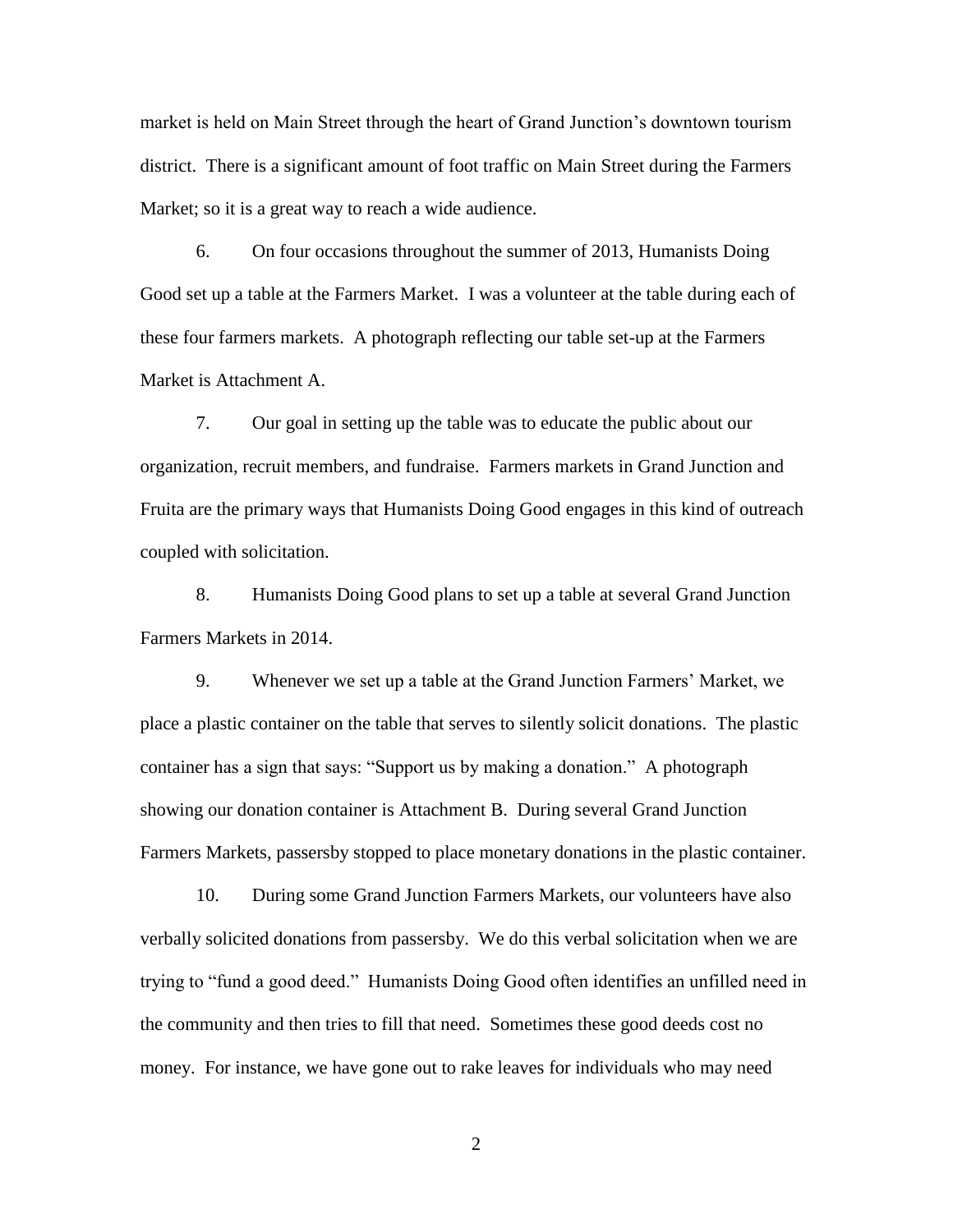market is held on Main Street through the heart of Grand Junction's downtown tourism district. There is a significant amount of foot traffic on Main Street during the Farmers Market; so it is a great way to reach a wide audience.

6. On four occasions throughout the summer of 2013, Humanists Doing Good set up a table at the Farmers Market. I was a volunteer at the table during each of these four farmers markets. A photograph reflecting our table set-up at the Farmers Market is Attachment A.

7. Our goal in setting up the table was to educate the public about our organization, recruit members, and fundraise. Farmers markets in Grand Junction and Fruita are the primary ways that Humanists Doing Good engages in this kind of outreach coupled with solicitation.

8. Humanists Doing Good plans to set up a table at several Grand Junction Farmers Markets in 2014.

9. Whenever we set up a table at the Grand Junction Farmers' Market, we place a plastic container on the table that serves to silently solicit donations. The plastic container has a sign that says: "Support us by making a donation." A photograph showing our donation container is Attachment B. During several Grand Junction Farmers Markets, passersby stopped to place monetary donations in the plastic container.

10. During some Grand Junction Farmers Markets, our volunteers have also verbally solicited donations from passersby. We do this verbal solicitation when we are trying to "fund a good deed." Humanists Doing Good often identifies an unfilled need in the community and then tries to fill that need. Sometimes these good deeds cost no money. For instance, we have gone out to rake leaves for individuals who may need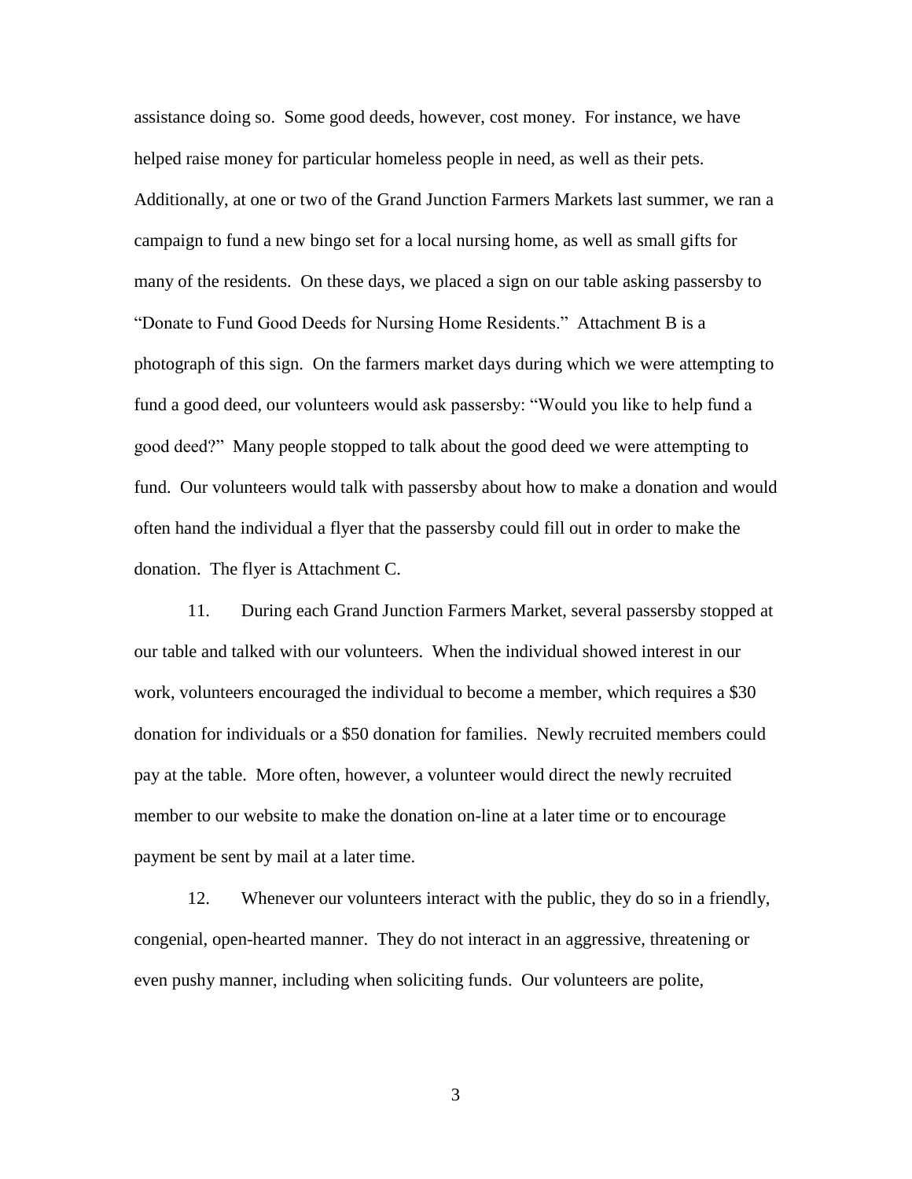assistance doing so. Some good deeds, however, cost money. For instance, we have helped raise money for particular homeless people in need, as well as their pets. Additionally, at one or two of the Grand Junction Farmers Markets last summer, we ran a campaign to fund a new bingo set for a local nursing home, as well as small gifts for many of the residents. On these days, we placed a sign on our table asking passersby to "Donate to Fund Good Deeds for Nursing Home Residents." Attachment B is a photograph of this sign. On the farmers market days during which we were attempting to fund a good deed, our volunteers would ask passersby: "Would you like to help fund a good deed?" Many people stopped to talk about the good deed we were attempting to fund. Our volunteers would talk with passersby about how to make a donation and would often hand the individual a flyer that the passersby could fill out in order to make the donation. The flyer is Attachment C.

11. During each Grand Junction Farmers Market, several passersby stopped at our table and talked with our volunteers. When the individual showed interest in our work, volunteers encouraged the individual to become a member, which requires a $30 donation for individuals or a $50 donation for families. Newly recruited members could pay at the table. More often, however, a volunteer would direct the newly recruited member to our website to make the donation on-line at a later time or to encourage payment be sent by mail at a later time.

12. Whenever our volunteers interact with the public, they do so in a friendly, congenial, open-hearted manner. They do not interact in an aggressive, threatening or even pushy manner, including when soliciting funds. Our volunteers are polite,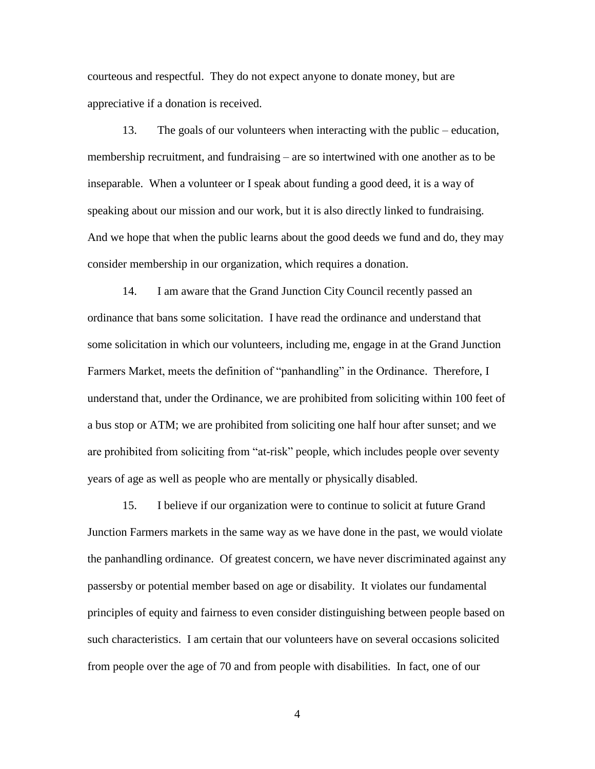courteous and respectful. They do not expect anyone to donate money, but are appreciative if a donation is received.

13. The goals of our volunteers when interacting with the public – education, membership recruitment, and fundraising – are so intertwined with one another as to be inseparable. When a volunteer or I speak about funding a good deed, it is a way of speaking about our mission and our work, but it is also directly linked to fundraising. And we hope that when the public learns about the good deeds we fund and do, they may consider membership in our organization, which requires a donation.

14. I am aware that the Grand Junction City Council recently passed an ordinance that bans some solicitation. I have read the ordinance and understand that some solicitation in which our volunteers, including me, engage in at the Grand Junction Farmers Market, meets the definition of "panhandling" in the Ordinance. Therefore, I understand that, under the Ordinance, we are prohibited from soliciting within 100 feet of a bus stop or ATM; we are prohibited from soliciting one half hour after sunset; and we are prohibited from soliciting from "at-risk" people, which includes people over seventy years of age as well as people who are mentally or physically disabled.

15. I believe if our organization were to continue to solicit at future Grand Junction Farmers markets in the same way as we have done in the past, we would violate the panhandling ordinance. Of greatest concern, we have never discriminated against any passersby or potential member based on age or disability. It violates our fundamental principles of equity and fairness to even consider distinguishing between people based on such characteristics. I am certain that our volunteers have on several occasions solicited from people over the age of 70 and from people with disabilities. In fact, one of our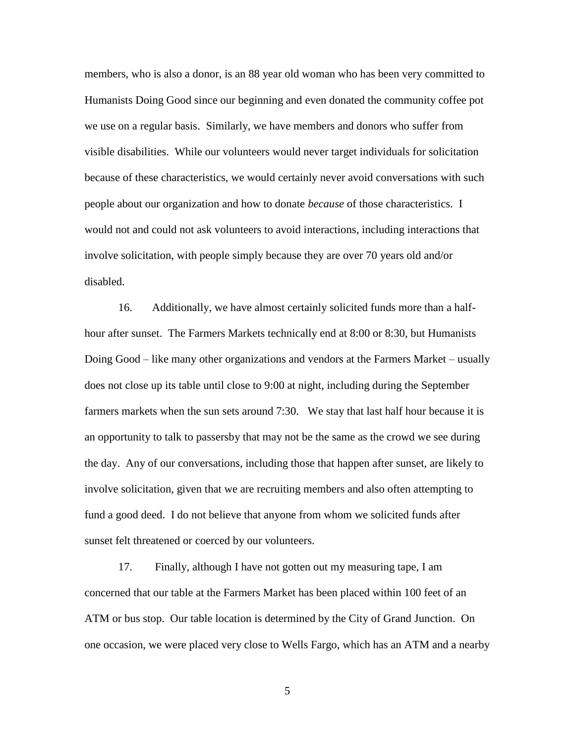members, who is also a donor, is an 88 year old woman who has been very committed to Humanists Doing Good since our beginning and even donated the community coffee pot we use on a regular basis. Similarly, we have members and donors who suffer from visible disabilities. While our volunteers would never target individuals for solicitation because of these characteristics, we would certainly never avoid conversations with such people about our organization and how to donate *because* of those characteristics. I would not and could not ask volunteers to avoid interactions, including interactions that involve solicitation, with people simply because they are over 70 years old and/or disabled.

16. Additionally, we have almost certainly solicited funds more than a half-hour after sunset. The Farmers Markets technically end at 8:00 or 8:30, but Humanists Doing Good – like many other organizations and vendors at the Farmers Market – usually does not close up its table until close to 9:00 at night, including during the September farmers markets when the sun sets around 7:30. We stay that last half hour because it is an opportunity to talk to passersby that may not be the same as the crowd we see during the day. Any of our conversations, including those that happen after sunset, are likely to involve solicitation, given that we are recruiting members and also often attempting to fund a good deed. I do not believe that anyone from whom we solicited funds after sunset felt threatened or coerced by our volunteers.

17. Finally, although I have not gotten out my measuring tape, I am concerned that our table at the Farmers Market has been placed within 100 feet of an ATM or bus stop. Our table location is determined by the City of Grand Junction. On one occasion, we were placed very close to Wells Fargo, which has an ATM and a nearby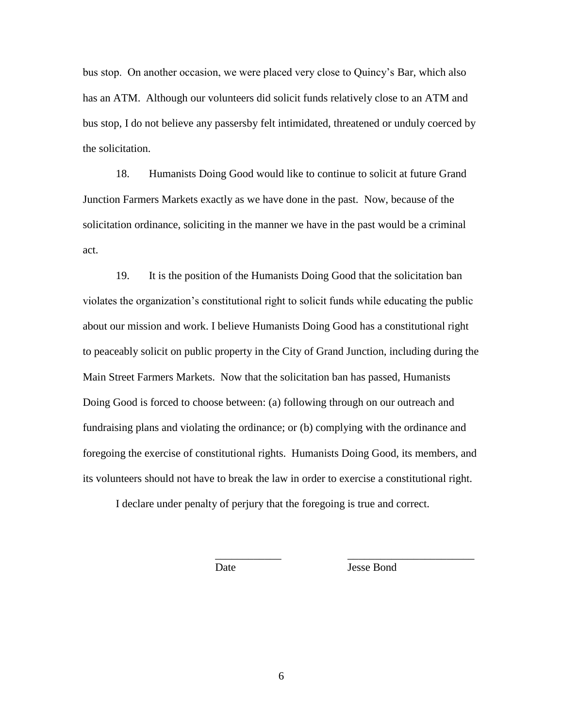bus stop. On another occasion, we were placed very close to Quincy's Bar, which also has an ATM. Although our volunteers did solicit funds relatively close to an ATM and bus stop, I do not believe any passersby felt intimidated, threatened or unduly coerced by the solicitation.

18. Humanists Doing Good would like to continue to solicit at future Grand Junction Farmers Markets exactly as we have done in the past. Now, because of the solicitation ordinance, soliciting in the manner we have in the past would be a criminal act.

19. It is the position of the Humanists Doing Good that the solicitation ban violates the organization's constitutional right to solicit funds while educating the public about our mission and work. I believe Humanists Doing Good has a constitutional right to peaceably solicit on public property in the City of Grand Junction, including during the Main Street Farmers Markets. Now that the solicitation ban has passed, Humanists Doing Good is forced to choose between: (a) following through on our outreach and fundraising plans and violating the ordinance; or (b) complying with the ordinance and foregoing the exercise of constitutional rights. Humanists Doing Good, its members, and its volunteers should not have to break the law in order to exercise a constitutional right.

I declare under penalty of perjury that the foregoing is true and correct.

\_\_\_\_\_\_\_\_\_\_\_\_ \_\_\_\_\_\_\_\_\_\_\_\_\_\_\_\_\_\_\_\_\_\_\_\_

Date Jesse Bond